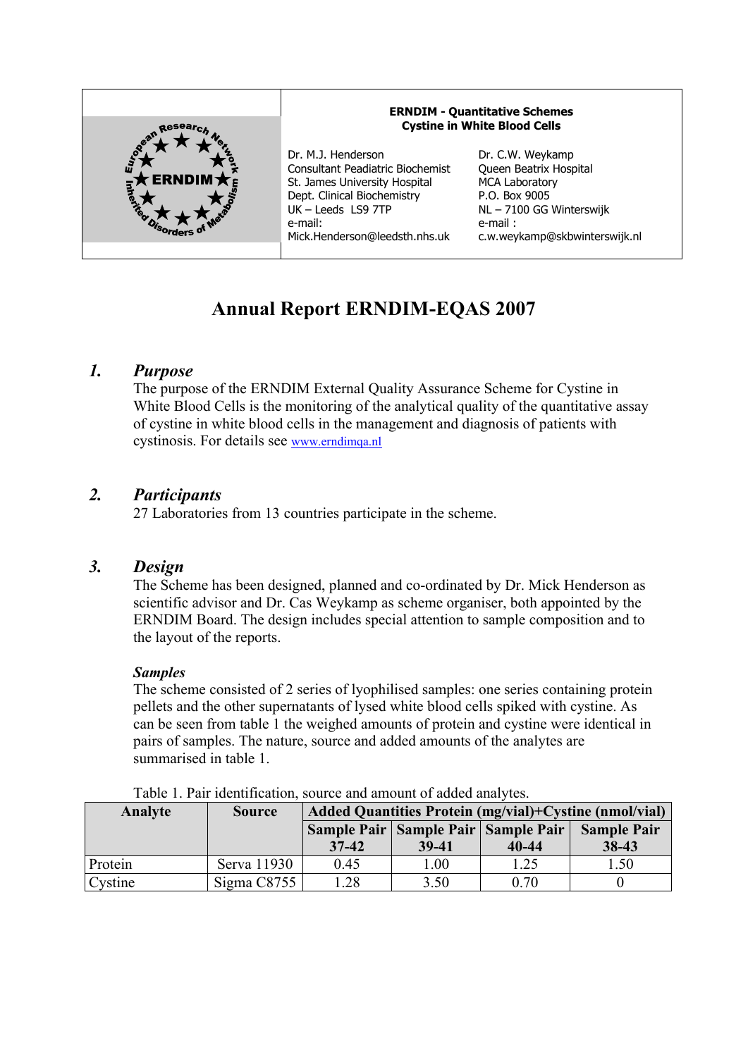**ERNDIM - Quantitative Schemes**
**Cystine in White Blood Cells**

Dr. M.J. Henderson
Consultant Peadiatric Biochemist
St. James University Hospital
Dept. Clinical Biochemistry
UK – Leeds LS9 7TP
e-mail:
Mick.Henderson@leedsth.nhs.uk

Dr. C.W. Weykamp
Queen Beatrix Hospital
MCA Laboratory
P.O. Box 9005
NL – 7100 GG Winterswijk
e-mail :
c.w.weykamp@skbwinterswijk.nl

# Annual Report ERNDIM-EQAS 2007

## *1. Purpose*

The purpose of the ERNDIM External Quality Assurance Scheme for Cystine in White Blood Cells is the monitoring of the analytical quality of the quantitative assay of cystine in white blood cells in the management and diagnosis of patients with cystinosis. For details see www.erndimqa.nl

## *2. Participants*

27 Laboratories from 13 countries participate in the scheme.

## *3. Design*

The Scheme has been designed, planned and co-ordinated by Dr. Mick Henderson as scientific advisor and Dr. Cas Weykamp as scheme organiser, both appointed by the ERNDIM Board. The design includes special attention to sample composition and to the layout of the reports.

### *Samples*

The scheme consisted of 2 series of lyophilised samples: one series containing protein pellets and the other supernatants of lysed white blood cells spiked with cystine. As can be seen from table 1 the weighed amounts of protein and cystine were identical in pairs of samples. The nature, source and added amounts of the analytes are summarised in table 1.

Table 1. Pair identification, source and amount of added analytes.

| Analyte | Source | Added Quantities Protein (mg/vial)+Cystine (nmol/vial) | | | |
|---|---|---|---|---|---|
| | | Sample Pair 37-42 | Sample Pair 39-41 | Sample Pair 40-44 | Sample Pair 38-43 |
| Protein | Serva 11930 | 0.45 | 1.00 | 1.25 | 1.50 |
| Cystine | Sigma C8755 | 1.28 | 3.50 | 0.70 | 0 |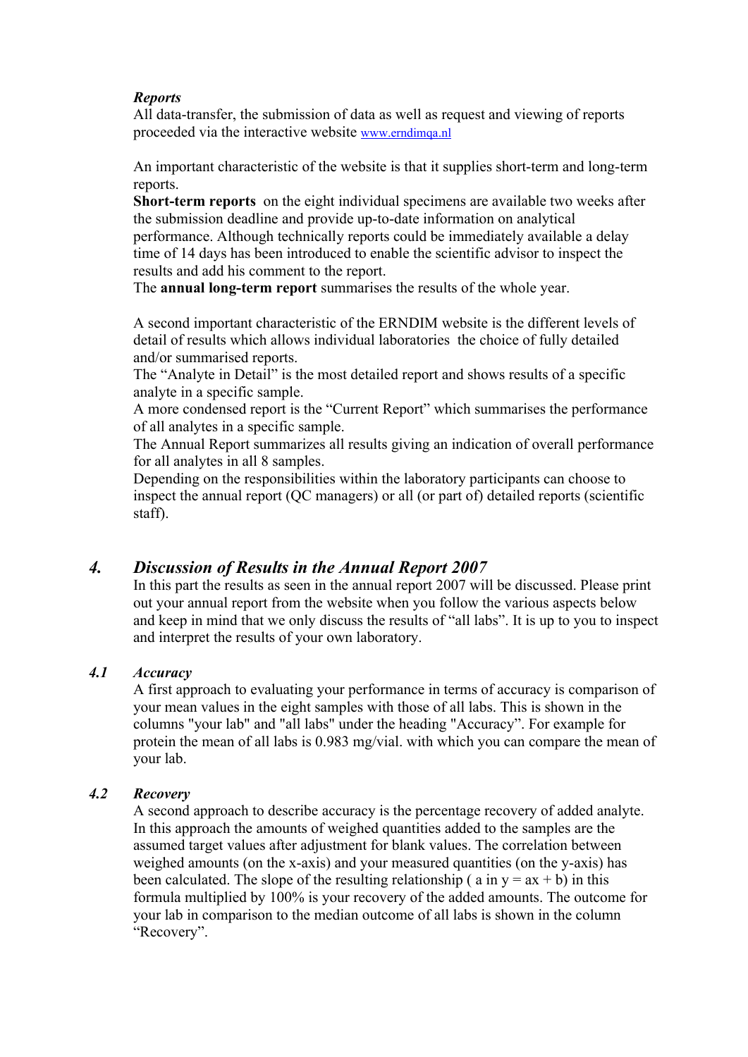*Reports*

All data-transfer, the submission of data as well as request and viewing of reports proceeded via the interactive website www.erndimqa.nl

An important characteristic of the website is that it supplies short-term and long-term reports.

**Short-term reports** on the eight individual specimens are available two weeks after the submission deadline and provide up-to-date information on analytical performance. Although technically reports could be immediately available a delay time of 14 days has been introduced to enable the scientific advisor to inspect the results and add his comment to the report.

The **annual long-term report** summarises the results of the whole year.

A second important characteristic of the ERNDIM website is the different levels of detail of results which allows individual laboratories the choice of fully detailed and/or summarised reports.

The "Analyte in Detail" is the most detailed report and shows results of a specific analyte in a specific sample.

A more condensed report is the "Current Report" which summarises the performance of all analytes in a specific sample.

The Annual Report summarizes all results giving an indication of overall performance for all analytes in all 8 samples.

Depending on the responsibilities within the laboratory participants can choose to inspect the annual report (QC managers) or all (or part of) detailed reports (scientific staff).

## *4. Discussion of Results in the Annual Report 2007*

In this part the results as seen in the annual report 2007 will be discussed. Please print out your annual report from the website when you follow the various aspects below and keep in mind that we only discuss the results of "all labs". It is up to you to inspect and interpret the results of your own laboratory.

### *4.1 Accuracy*

A first approach to evaluating your performance in terms of accuracy is comparison of your mean values in the eight samples with those of all labs. This is shown in the columns "your lab" and "all labs" under the heading "Accuracy". For example for protein the mean of all labs is 0.983 mg/vial. with which you can compare the mean of your lab.

### *4.2 Recovery*

A second approach to describe accuracy is the percentage recovery of added analyte. In this approach the amounts of weighed quantities added to the samples are the assumed target values after adjustment for blank values. The correlation between weighed amounts (on the x-axis) and your measured quantities (on the y-axis) has been calculated. The slope of the resulting relationship ( a in $y = ax + b$) in this formula multiplied by 100% is your recovery of the added amounts. The outcome for your lab in comparison to the median outcome of all labs is shown in the column "Recovery".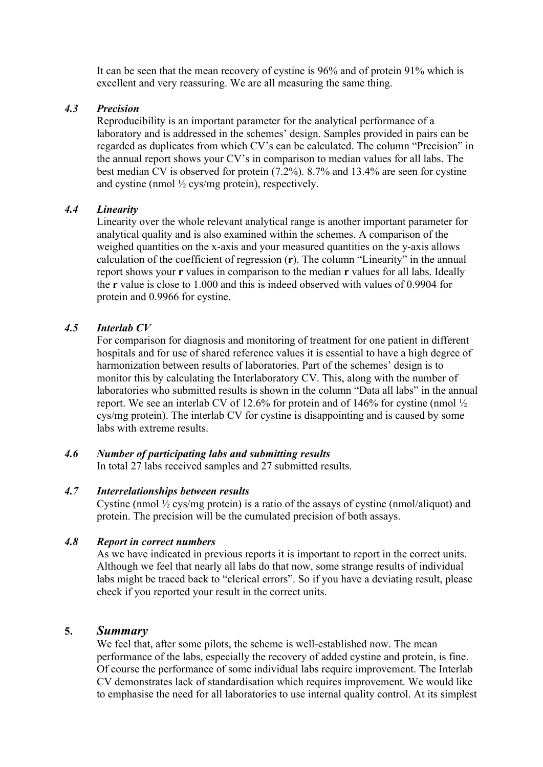It can be seen that the mean recovery of cystine is 96% and of protein 91% which is excellent and very reassuring. We are all measuring the same thing.

### *4.3 Precision*

Reproducibility is an important parameter for the analytical performance of a laboratory and is addressed in the schemes' design. Samples provided in pairs can be regarded as duplicates from which CV's can be calculated. The column "Precision" in the annual report shows your CV's in comparison to median values for all labs. The best median CV is observed for protein (7.2%). 8.7% and 13.4% are seen for cystine and cystine (nmol ½ cys/mg protein), respectively.

### *4.4 Linearity*

Linearity over the whole relevant analytical range is another important parameter for analytical quality and is also examined within the schemes. A comparison of the weighed quantities on the x-axis and your measured quantities on the y-axis allows calculation of the coefficient of regression (**r**). The column "Linearity" in the annual report shows your **r** values in comparison to the median **r** values for all labs. Ideally the **r** value is close to 1.000 and this is indeed observed with values of 0.9904 for protein and 0.9966 for cystine.

### *4.5 Interlab CV*

For comparison for diagnosis and monitoring of treatment for one patient in different hospitals and for use of shared reference values it is essential to have a high degree of harmonization between results of laboratories. Part of the schemes' design is to monitor this by calculating the Interlaboratory CV. This, along with the number of laboratories who submitted results is shown in the column "Data all labs" in the annual report. We see an interlab CV of 12.6% for protein and of 146% for cystine (nmol ½ cys/mg protein). The interlab CV for cystine is disappointing and is caused by some labs with extreme results.

### *4.6 Number of participating labs and submitting results*

In total 27 labs received samples and 27 submitted results.

### *4.7 Interrelationships between results*

Cystine (nmol ½ cys/mg protein) is a ratio of the assays of cystine (nmol/aliquot) and protein. The precision will be the cumulated precision of both assays.

### *4.8 Report in correct numbers*

As we have indicated in previous reports it is important to report in the correct units. Although we feel that nearly all labs do that now, some strange results of individual labs might be traced back to "clerical errors". So if you have a deviating result, please check if you reported your result in the correct units.

## 5. *Summary*

We feel that, after some pilots, the scheme is well-established now. The mean performance of the labs, especially the recovery of added cystine and protein, is fine. Of course the performance of some individual labs require improvement. The Interlab CV demonstrates lack of standardisation which requires improvement. We would like to emphasise the need for all laboratories to use internal quality control. At its simplest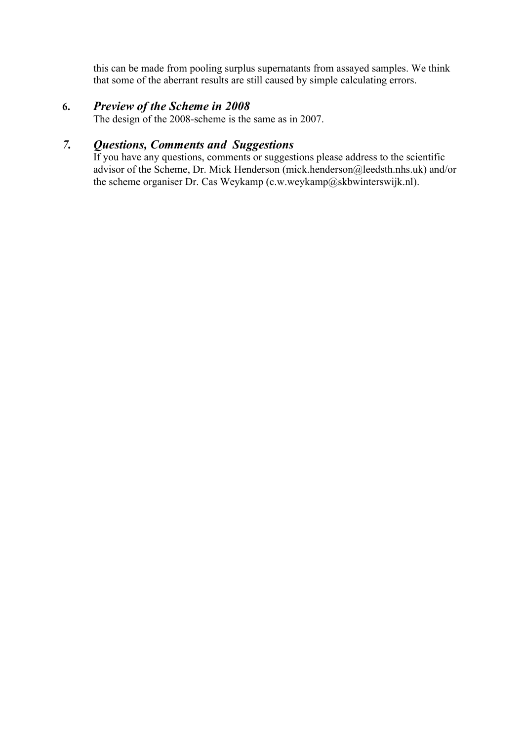this can be made from pooling surplus supernatants from assayed samples. We think that some of the aberrant results are still caused by simple calculating errors.

## 6. *Preview of the Scheme in 2008*

The design of the 2008-scheme is the same as in 2007.

## *7. Questions, Comments and Suggestions*

If you have any questions, comments or suggestions please address to the scientific advisor of the Scheme, Dr. Mick Henderson (mick.henderson@leedsth.nhs.uk) and/or the scheme organiser Dr. Cas Weykamp (c.w.weykamp@skbwinterswijk.nl).